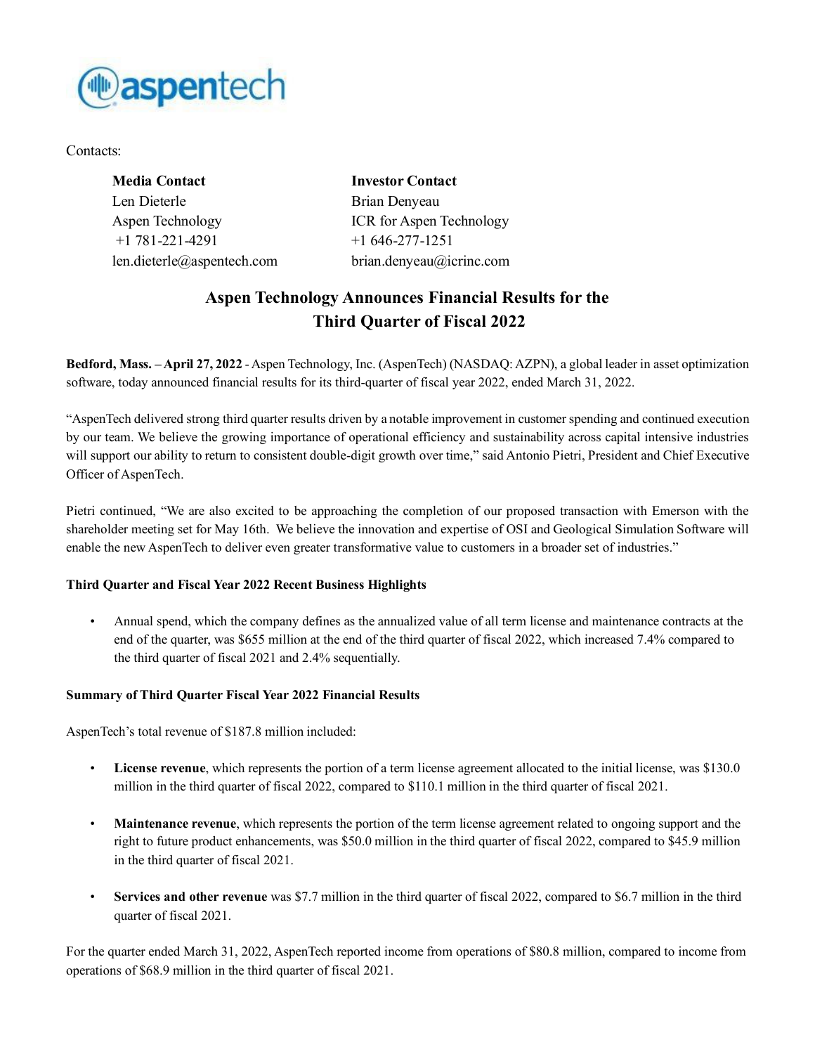Contacts:

**Media Contact**
Len Dieterle
Aspen Technology
+1 781-221-4291
len.dieterle@aspentech.com

**Investor Contact**
Brian Denyeau
ICR for Aspen Technology
+1 646-277-1251
brian.denyeau@icrinc.com

# Aspen Technology Announces Financial Results for the Third Quarter of Fiscal 2022

**Bedford, Mass. – April 27, 2022** - Aspen Technology, Inc. (AspenTech) (NASDAQ: AZPN), a global leader in asset optimization software, today announced financial results for its third-quarter of fiscal year 2022, ended March 31, 2022.

"AspenTech delivered strong third quarter results driven by a notable improvement in customer spending and continued execution by our team. We believe the growing importance of operational efficiency and sustainability across capital intensive industries will support our ability to return to consistent double-digit growth over time," said Antonio Pietri, President and Chief Executive Officer of AspenTech.

Pietri continued, "We are also excited to be approaching the completion of our proposed transaction with Emerson with the shareholder meeting set for May 16th. We believe the innovation and expertise of OSI and Geological Simulation Software will enable the new AspenTech to deliver even greater transformative value to customers in a broader set of industries."

**Third Quarter and Fiscal Year 2022 Recent Business Highlights**

- Annual spend, which the company defines as the annualized value of all term license and maintenance contracts at the end of the quarter, was $655 million at the end of the third quarter of fiscal 2022, which increased 7.4% compared to the third quarter of fiscal 2021 and 2.4% sequentially.

**Summary of Third Quarter Fiscal Year 2022 Financial Results**

AspenTech's total revenue of $187.8 million included:

- **License revenue**, which represents the portion of a term license agreement allocated to the initial license, was $130.0 million in the third quarter of fiscal 2022, compared to $110.1 million in the third quarter of fiscal 2021.

- **Maintenance revenue**, which represents the portion of the term license agreement related to ongoing support and the right to future product enhancements, was $50.0 million in the third quarter of fiscal 2022, compared to $45.9 million in the third quarter of fiscal 2021.

- **Services and other revenue** was $7.7 million in the third quarter of fiscal 2022, compared to $6.7 million in the third quarter of fiscal 2021.

For the quarter ended March 31, 2022, AspenTech reported income from operations of $80.8 million, compared to income from operations of $68.9 million in the third quarter of fiscal 2021.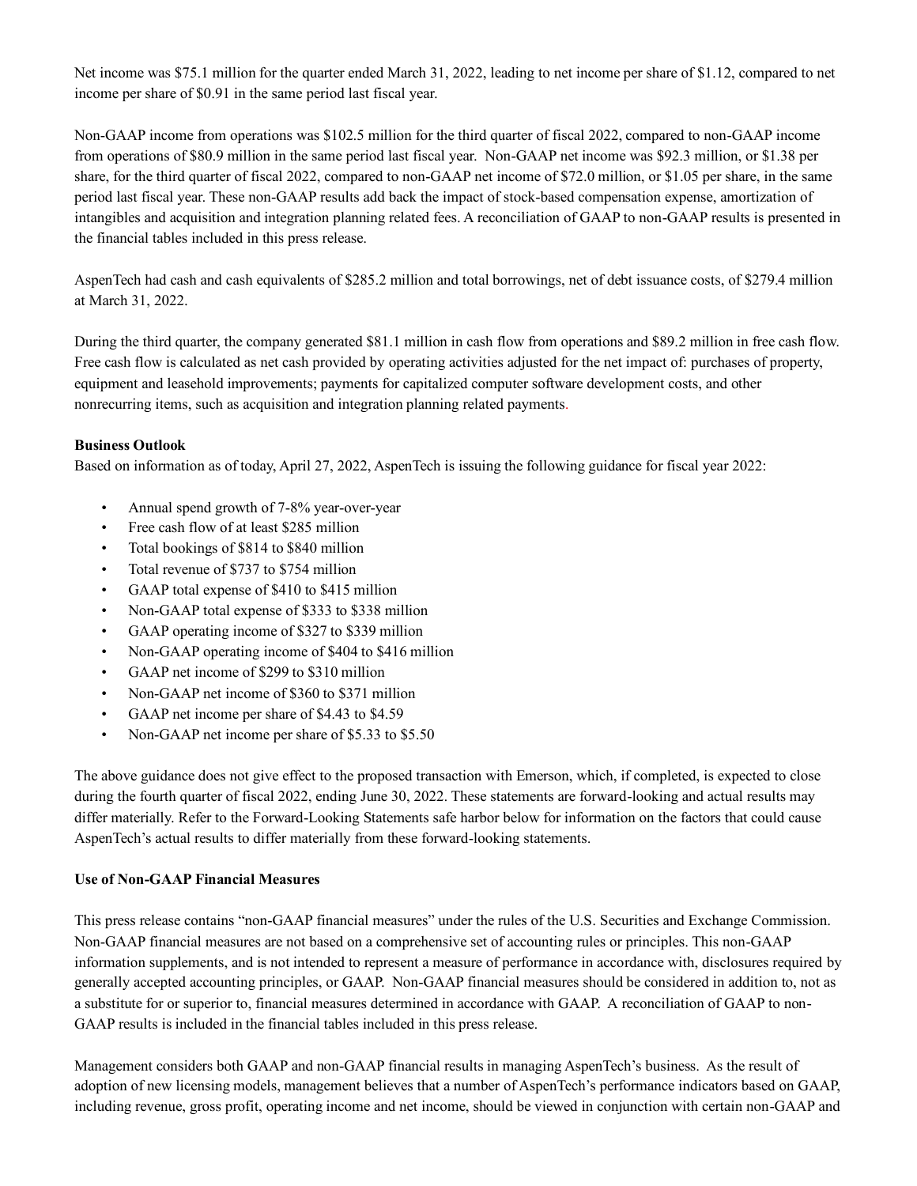Net income was $75.1 million for the quarter ended March 31, 2022, leading to net income per share of $1.12, compared to net income per share of $0.91 in the same period last fiscal year.

Non-GAAP income from operations was $102.5 million for the third quarter of fiscal 2022, compared to non-GAAP income from operations of $80.9 million in the same period last fiscal year. Non-GAAP net income was $92.3 million, or $1.38 per share, for the third quarter of fiscal 2022, compared to non-GAAP net income of $72.0 million, or $1.05 per share, in the same period last fiscal year. These non-GAAP results add back the impact of stock-based compensation expense, amortization of intangibles and acquisition and integration planning related fees. A reconciliation of GAAP to non-GAAP results is presented in the financial tables included in this press release.

AspenTech had cash and cash equivalents of $285.2 million and total borrowings, net of debt issuance costs, of $279.4 million at March 31, 2022.

During the third quarter, the company generated $81.1 million in cash flow from operations and $89.2 million in free cash flow. Free cash flow is calculated as net cash provided by operating activities adjusted for the net impact of: purchases of property, equipment and leasehold improvements; payments for capitalized computer software development costs, and other nonrecurring items, such as acquisition and integration planning related payments.

**Business Outlook**

Based on information as of today, April 27, 2022, AspenTech is issuing the following guidance for fiscal year 2022:

- Annual spend growth of 7-8% year-over-year
- Free cash flow of at least $285 million
- Total bookings of $814 to $840 million
- Total revenue of $737 to $754 million
- GAAP total expense of $410 to $415 million
- Non-GAAP total expense of $333 to $338 million
- GAAP operating income of $327 to $339 million
- Non-GAAP operating income of $404 to $416 million
- GAAP net income of $299 to $310 million
- Non-GAAP net income of $360 to $371 million
- GAAP net income per share of $4.43 to $4.59
- Non-GAAP net income per share of $5.33 to $5.50

The above guidance does not give effect to the proposed transaction with Emerson, which, if completed, is expected to close during the fourth quarter of fiscal 2022, ending June 30, 2022. These statements are forward-looking and actual results may differ materially. Refer to the Forward-Looking Statements safe harbor below for information on the factors that could cause AspenTech's actual results to differ materially from these forward-looking statements.

**Use of Non-GAAP Financial Measures**

This press release contains "non-GAAP financial measures" under the rules of the U.S. Securities and Exchange Commission. Non-GAAP financial measures are not based on a comprehensive set of accounting rules or principles. This non-GAAP information supplements, and is not intended to represent a measure of performance in accordance with, disclosures required by generally accepted accounting principles, or GAAP. Non-GAAP financial measures should be considered in addition to, not as a substitute for or superior to, financial measures determined in accordance with GAAP. A reconciliation of GAAP to non-GAAP results is included in the financial tables included in this press release.

Management considers both GAAP and non-GAAP financial results in managing AspenTech's business. As the result of adoption of new licensing models, management believes that a number of AspenTech's performance indicators based on GAAP, including revenue, gross profit, operating income and net income, should be viewed in conjunction with certain non-GAAP and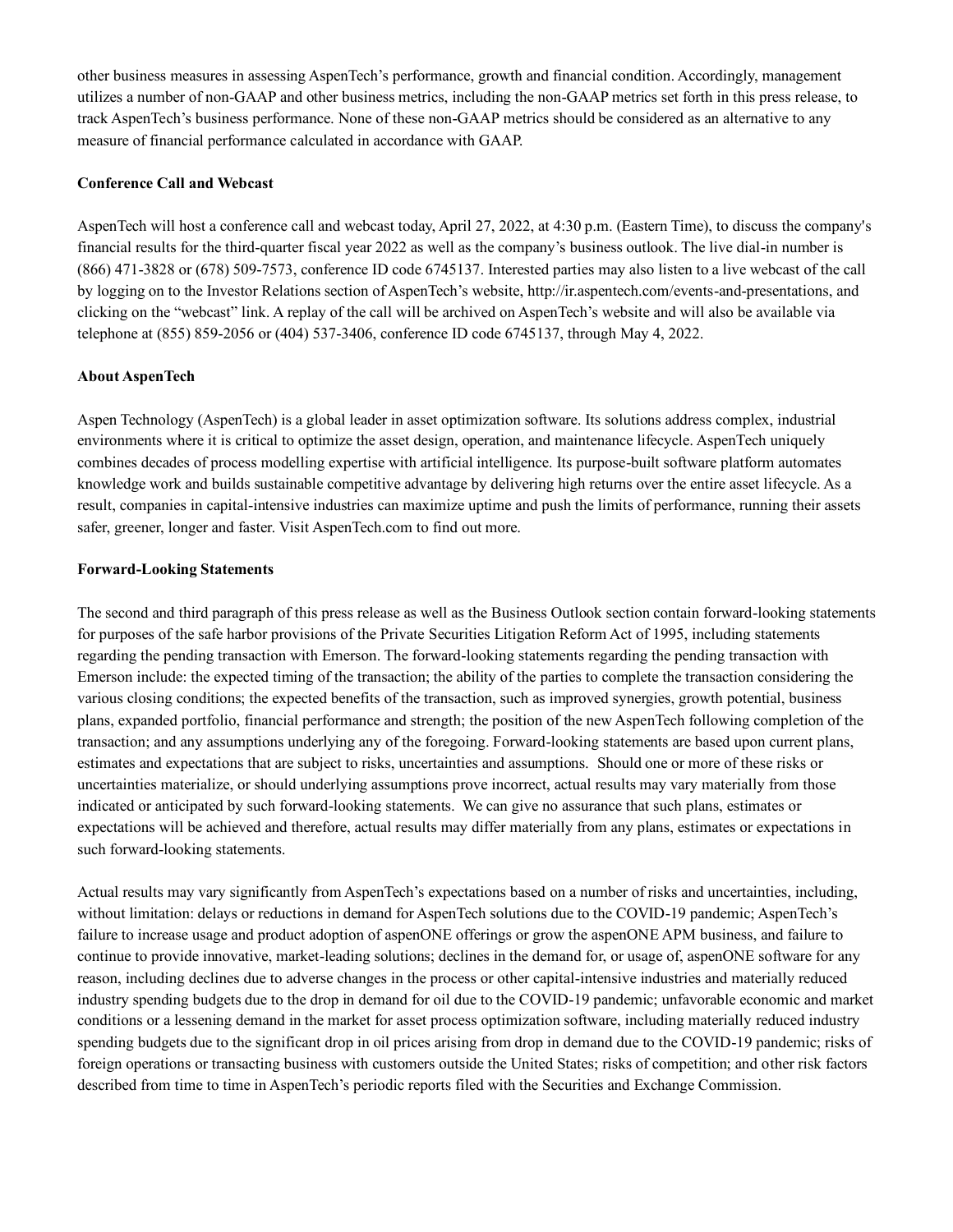other business measures in assessing AspenTech's performance, growth and financial condition. Accordingly, management utilizes a number of non-GAAP and other business metrics, including the non-GAAP metrics set forth in this press release, to track AspenTech's business performance. None of these non-GAAP metrics should be considered as an alternative to any measure of financial performance calculated in accordance with GAAP.

**Conference Call and Webcast**

AspenTech will host a conference call and webcast today, April 27, 2022, at 4:30 p.m. (Eastern Time), to discuss the company's financial results for the third-quarter fiscal year 2022 as well as the company's business outlook. The live dial-in number is (866) 471-3828 or (678) 509-7573, conference ID code 6745137. Interested parties may also listen to a live webcast of the call by logging on to the Investor Relations section of AspenTech's website, http://ir.aspentech.com/events-and-presentations, and clicking on the "webcast" link. A replay of the call will be archived on AspenTech's website and will also be available via telephone at (855) 859-2056 or (404) 537-3406, conference ID code 6745137, through May 4, 2022.

**About AspenTech**

Aspen Technology (AspenTech) is a global leader in asset optimization software. Its solutions address complex, industrial environments where it is critical to optimize the asset design, operation, and maintenance lifecycle. AspenTech uniquely combines decades of process modelling expertise with artificial intelligence. Its purpose-built software platform automates knowledge work and builds sustainable competitive advantage by delivering high returns over the entire asset lifecycle. As a result, companies in capital-intensive industries can maximize uptime and push the limits of performance, running their assets safer, greener, longer and faster. Visit AspenTech.com to find out more.

**Forward-Looking Statements**

The second and third paragraph of this press release as well as the Business Outlook section contain forward-looking statements for purposes of the safe harbor provisions of the Private Securities Litigation Reform Act of 1995, including statements regarding the pending transaction with Emerson. The forward-looking statements regarding the pending transaction with Emerson include: the expected timing of the transaction; the ability of the parties to complete the transaction considering the various closing conditions; the expected benefits of the transaction, such as improved synergies, growth potential, business plans, expanded portfolio, financial performance and strength; the position of the new AspenTech following completion of the transaction; and any assumptions underlying any of the foregoing. Forward-looking statements are based upon current plans, estimates and expectations that are subject to risks, uncertainties and assumptions. Should one or more of these risks or uncertainties materialize, or should underlying assumptions prove incorrect, actual results may vary materially from those indicated or anticipated by such forward-looking statements. We can give no assurance that such plans, estimates or expectations will be achieved and therefore, actual results may differ materially from any plans, estimates or expectations in such forward-looking statements.

Actual results may vary significantly from AspenTech's expectations based on a number of risks and uncertainties, including, without limitation: delays or reductions in demand for AspenTech solutions due to the COVID-19 pandemic; AspenTech's failure to increase usage and product adoption of aspenONE offerings or grow the aspenONE APM business, and failure to continue to provide innovative, market-leading solutions; declines in the demand for, or usage of, aspenONE software for any reason, including declines due to adverse changes in the process or other capital-intensive industries and materially reduced industry spending budgets due to the drop in demand for oil due to the COVID-19 pandemic; unfavorable economic and market conditions or a lessening demand in the market for asset process optimization software, including materially reduced industry spending budgets due to the significant drop in oil prices arising from drop in demand due to the COVID-19 pandemic; risks of foreign operations or transacting business with customers outside the United States; risks of competition; and other risk factors described from time to time in AspenTech's periodic reports filed with the Securities and Exchange Commission.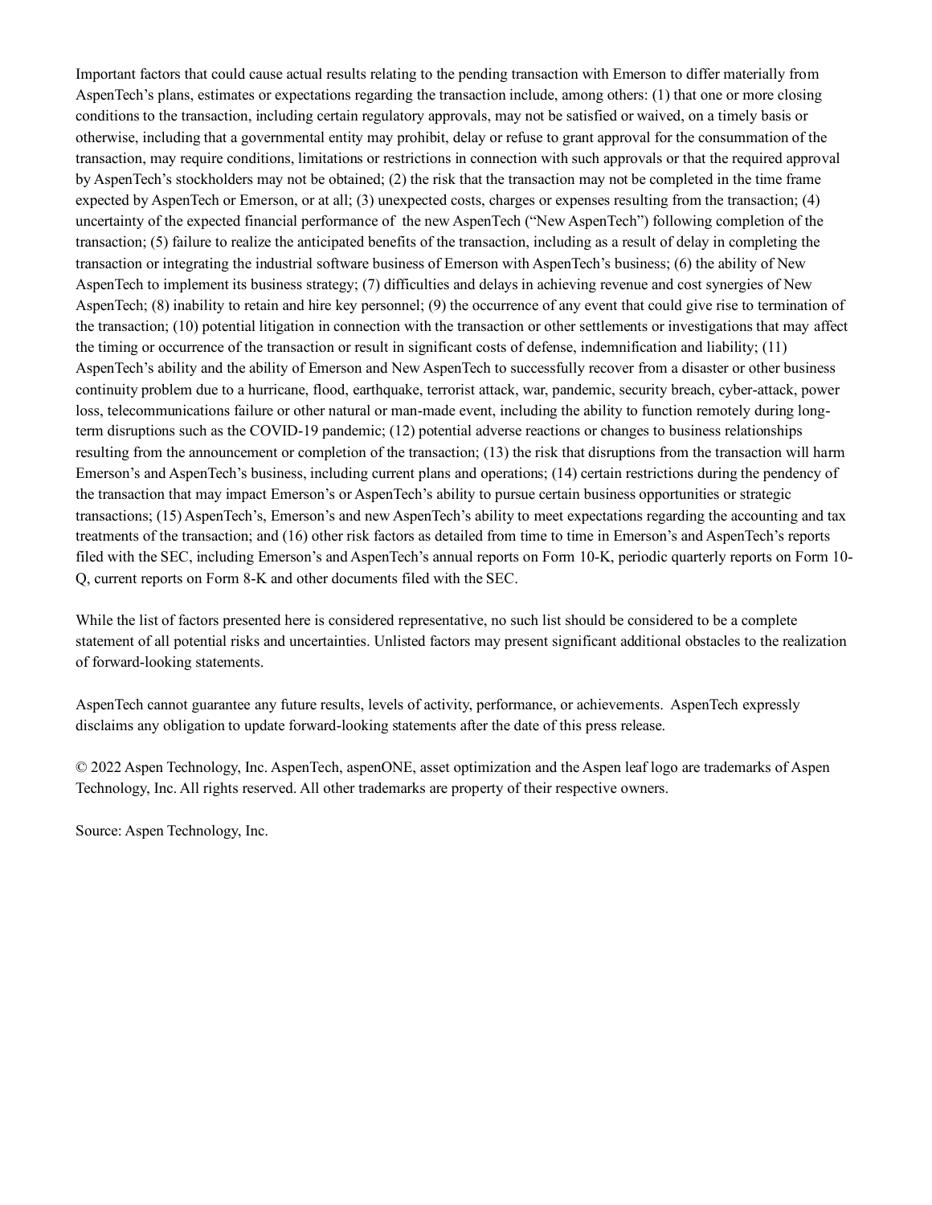Important factors that could cause actual results relating to the pending transaction with Emerson to differ materially from AspenTech's plans, estimates or expectations regarding the transaction include, among others: (1) that one or more closing conditions to the transaction, including certain regulatory approvals, may not be satisfied or waived, on a timely basis or otherwise, including that a governmental entity may prohibit, delay or refuse to grant approval for the consummation of the transaction, may require conditions, limitations or restrictions in connection with such approvals or that the required approval by AspenTech's stockholders may not be obtained; (2) the risk that the transaction may not be completed in the time frame expected by AspenTech or Emerson, or at all; (3) unexpected costs, charges or expenses resulting from the transaction; (4) uncertainty of the expected financial performance of the new AspenTech ("New AspenTech") following completion of the transaction; (5) failure to realize the anticipated benefits of the transaction, including as a result of delay in completing the transaction or integrating the industrial software business of Emerson with AspenTech's business; (6) the ability of New AspenTech to implement its business strategy; (7) difficulties and delays in achieving revenue and cost synergies of New AspenTech; (8) inability to retain and hire key personnel; (9) the occurrence of any event that could give rise to termination of the transaction; (10) potential litigation in connection with the transaction or other settlements or investigations that may affect the timing or occurrence of the transaction or result in significant costs of defense, indemnification and liability; (11) AspenTech's ability and the ability of Emerson and New AspenTech to successfully recover from a disaster or other business continuity problem due to a hurricane, flood, earthquake, terrorist attack, war, pandemic, security breach, cyber-attack, power loss, telecommunications failure or other natural or man-made event, including the ability to function remotely during long-term disruptions such as the COVID-19 pandemic; (12) potential adverse reactions or changes to business relationships resulting from the announcement or completion of the transaction; (13) the risk that disruptions from the transaction will harm Emerson's and AspenTech's business, including current plans and operations; (14) certain restrictions during the pendency of the transaction that may impact Emerson's or AspenTech's ability to pursue certain business opportunities or strategic transactions; (15) AspenTech's, Emerson's and new AspenTech's ability to meet expectations regarding the accounting and tax treatments of the transaction; and (16) other risk factors as detailed from time to time in Emerson's and AspenTech's reports filed with the SEC, including Emerson's and AspenTech's annual reports on Form 10-K, periodic quarterly reports on Form 10-Q, current reports on Form 8-K and other documents filed with the SEC.

While the list of factors presented here is considered representative, no such list should be considered to be a complete statement of all potential risks and uncertainties. Unlisted factors may present significant additional obstacles to the realization of forward-looking statements.

AspenTech cannot guarantee any future results, levels of activity, performance, or achievements. AspenTech expressly disclaims any obligation to update forward-looking statements after the date of this press release.

© 2022 Aspen Technology, Inc. AspenTech, aspenONE, asset optimization and the Aspen leaf logo are trademarks of Aspen Technology, Inc. All rights reserved. All other trademarks are property of their respective owners.

Source: Aspen Technology, Inc.